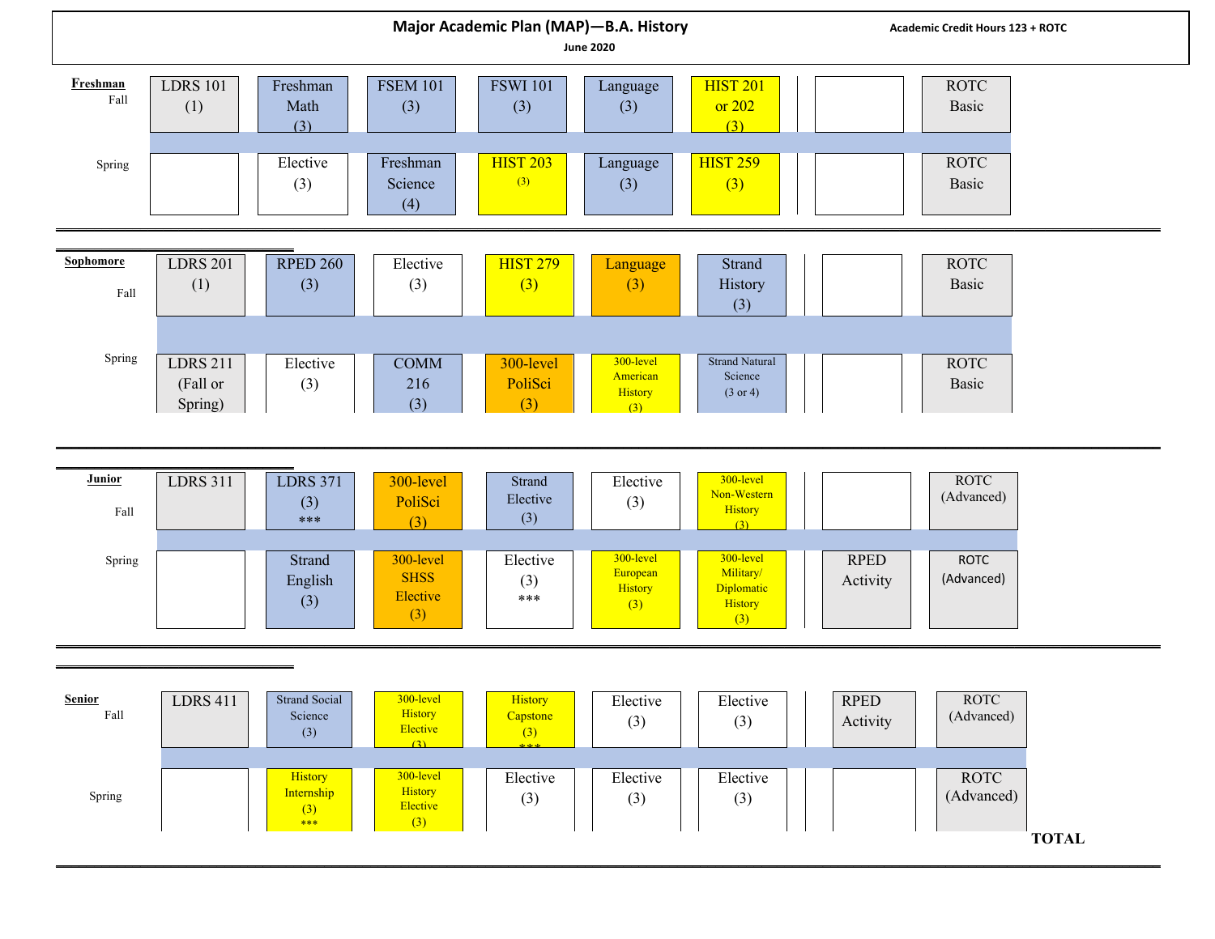# Major Academic Plan (MAP)—B.A. History

June 2020

**Academic Credit Hours 123 + ROTC**

| Year | Semester | | | | | | | | |
|---|---|---|---|---|---|---|---|---|---|
| **Freshman** | Fall | LDRS 101 (1) | Freshman Math (3) | FSEM 101 (3) | FSWI 101 (3) | Language (3) | HIST 201 or 202 (3) | | ROTC Basic |
| | Spring | | Elective (3) | Freshman Science (4) | HIST 203 (3) | Language (3) | HIST 259 (3) | | ROTC Basic |
| **Sophomore** | Fall | LDRS 201 (1) | RPED 260 (3) | Elective (3) | HIST 279 (3) | Language (3) | Strand History (3) | | ROTC Basic |
| | Spring | LDRS 211 (Fall or Spring) | Elective (3) | COMM 216 (3) | 300-level PoliSci (3) | 300-level American History (3) | Strand Natural Science (3 or 4) | | ROTC Basic |
| **Junior** | Fall | LDRS 311 | LDRS 371 (3) *** | 300-level PoliSci (3) | Strand Elective (3) | Elective (3) | 300-level Non-Western History (3) | | ROTC (Advanced) |
| | Spring | | Strand English (3) | 300-level SHSS Elective (3) | Elective (3) *** | 300-level European History (3) | 300-level Military/ Diplomatic History (3) | RPED Activity | ROTC (Advanced) |
| **Senior** | Fall | LDRS 411 | Strand Social Science (3) | 300-level History Elective (3) | History Capstone (3) *** | Elective (3) | Elective (3) | RPED Activity | ROTC (Advanced) |
| | Spring | | History Internship (3) *** | 300-level History Elective (3) | Elective (3) | Elective (3) | Elective (3) | | ROTC (Advanced) |

**TOTAL**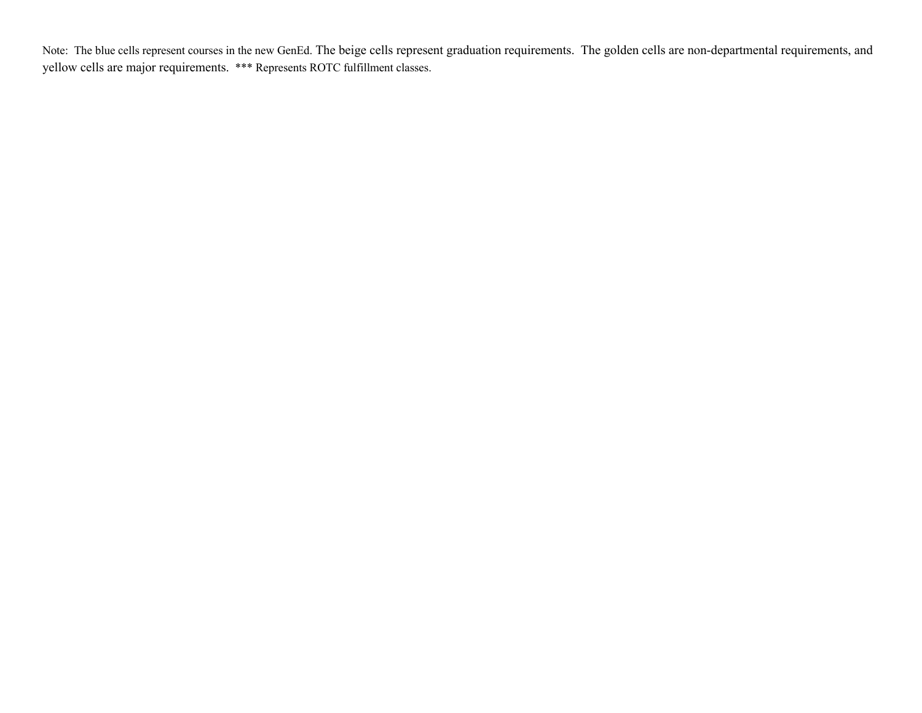Note: The blue cells represent courses in the new GenEd. The beige cells represent graduation requirements. The golden cells are non-departmental requirements, and yellow cells are major requirements. *** Represents ROTC fulfillment classes.